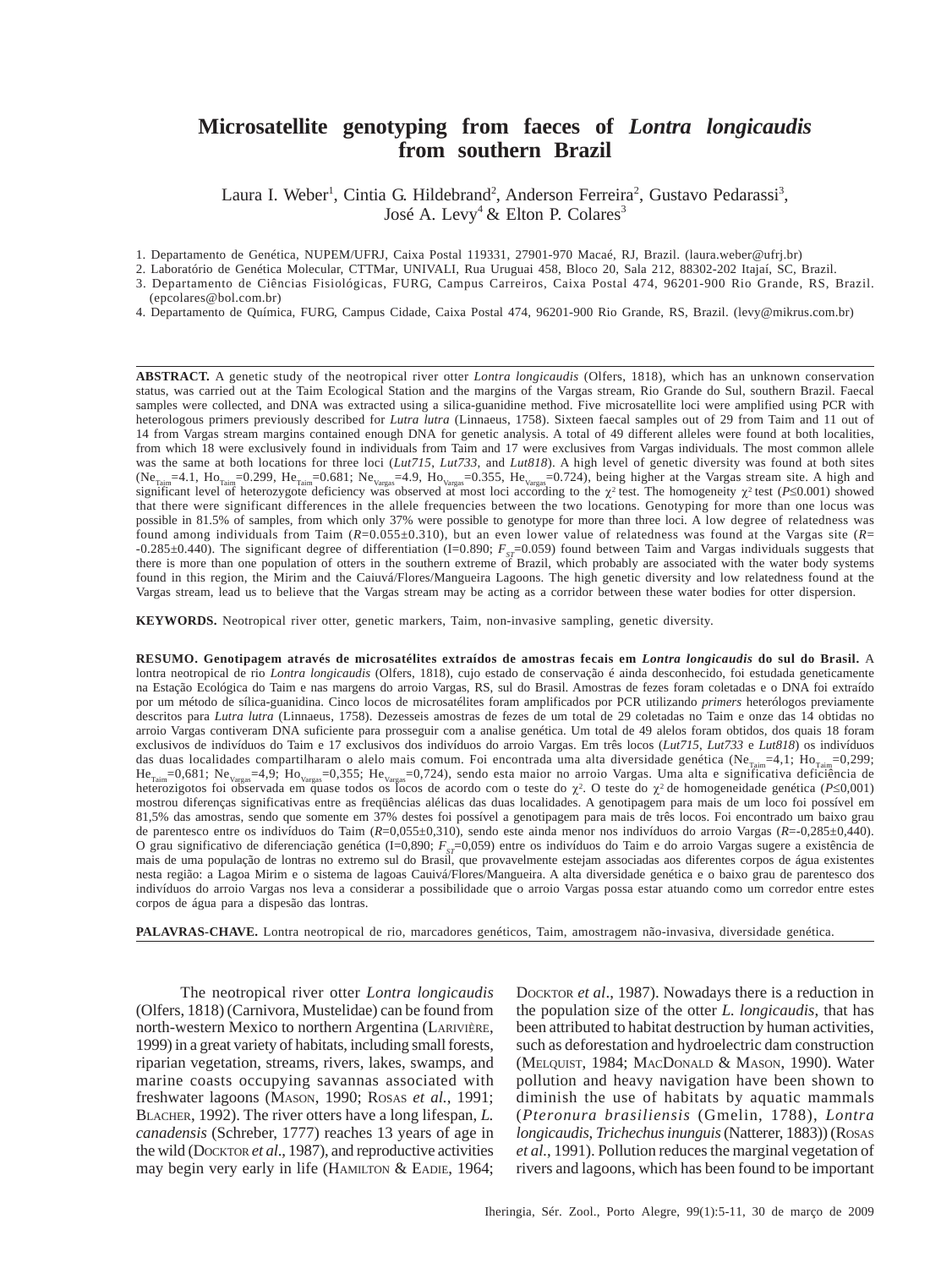# Microsatellite genotyping from faeces of *Lontra longicaudis* from southern Brazil

Laura I. Weber[1], Cintia G. Hildebrand[2], Anderson Ferreira[2], Gustavo Pedarassi[3], José A. Levy[4] & Elton P. Colares[3]

1. Departamento de Genética, NUPEM/UFRJ, Caixa Postal 119331, 27901-970 Macaé, RJ, Brazil. (laura.weber@ufrj.br)
2. Laboratório de Genética Molecular, CTTMar, UNIVALI, Rua Uruguai 458, Bloco 20, Sala 212, 88302-202 Itajaí, SC, Brazil.
3. Departamento de Ciências Fisiológicas, FURG, Campus Carreiros, Caixa Postal 474, 96201-900 Rio Grande, RS, Brazil. (epcolares@bol.com.br)
4. Departamento de Química, FURG, Campus Cidade, Caixa Postal 474, 96201-900 Rio Grande, RS, Brazil. (levy@mikrus.com.br)

**ABSTRACT.** A genetic study of the neotropical river otter *Lontra longicaudis* (Olfers, 1818), which has an unknown conservation status, was carried out at the Taim Ecological Station and the margins of the Vargas stream, Rio Grande do Sul, southern Brazil. Faecal samples were collected, and DNA was extracted using a silica-guanidine method. Five microsatellite loci were amplified using PCR with heterologous primers previously described for *Lutra lutra* (Linnaeus, 1758). Sixteen faecal samples out of 29 from Taim and 11 out of 14 from Vargas stream margins contained enough DNA for genetic analysis. A total of 49 different alleles were found at both localities, from which 18 were exclusively found in individuals from Taim and 17 were exclusives from Vargas individuals. The most common allele was the same at both locations for three loci (*Lut715*, *Lut733*, and *Lut818*). A high level of genetic diversity was found at both sites ($Ne_{Taim}$=4.1, $Ho_{Taim}$=0.299, $He_{Taim}$=0.681; $Ne_{Vargas}$=4.9, $Ho_{Vargas}$=0.355, $He_{Vargas}$=0.724), being higher at the Vargas stream site. A high and significant level of heterozygote deficiency was observed at most loci according to the $\chi^2$ test. The homogeneity $\chi^2$ test ($P \leq 0.001$) showed that there were significant differences in the allele frequencies between the two locations. Genotyping for more than one locus was possible in 81.5% of samples, from which only 37% were possible to genotype for more than three loci. A low degree of relatedness was found among individuals from Taim ($R$=0.055±0.310), but an even lower value of relatedness was found at the Vargas site ($R$= -0.285±0.440). The significant degree of differentiation (I=0.890; $F_{ST}$=0.059) found between Taim and Vargas individuals suggests that there is more than one population of otters in the southern extreme of Brazil, which probably are associated with the water body systems found in this region, the Mirim and the Caiuvá/Flores/Mangueira Lagoons. The high genetic diversity and low relatedness found at the Vargas stream, lead us to believe that the Vargas stream may be acting as a corridor between these water bodies for otter dispersion.

**KEYWORDS.** Neotropical river otter, genetic markers, Taim, non-invasive sampling, genetic diversity.

**RESUMO. Genotipagem através de microsatélites extraídos de amostras fecais em *Lontra longicaudis* do sul do Brasil.** A lontra neotropical de rio *Lontra longicaudis* (Olfers, 1818), cujo estado de conservação é ainda desconhecido, foi estudada geneticamente na Estação Ecológica do Taim e nas margens do arroio Vargas, RS, sul do Brasil. Amostras de fezes foram coletadas e o DNA foi extraído por um método de sílica-guanidina. Cinco locos de microsatélites foram amplificados por PCR utilizando *primers* heterólogos previamente descritos para *Lutra lutra* (Linnaeus, 1758). Dezesseis amostras de fezes de um total de 29 coletadas no Taim e onze das 14 obtidas no arroio Vargas contiveram DNA suficiente para prosseguir com a analise genética. Um total de 49 alelos foram obtidos, dos quais 18 foram exclusivos de indivíduos do Taim e 17 exclusivos dos indivíduos do arroio Vargas. Em três locos (*Lut715*, *Lut733* e *Lut818*) os indivíduos das duas localidades compartilharam o alelo mais comum. Foi encontrada uma alta diversidade genética ($Ne_{Taim}$=4,1; $Ho_{Taim}$=0,299; $He_{Taim}$=0,681; $Ne_{Vargas}$=4,9; $Ho_{Vargas}$=0,355; $He_{Vargas}$=0,724), sendo esta maior no arroio Vargas. Uma alta e significativa deficiência de heterozigotos foi observada em quase todos os locos de acordo com o teste do $\chi^2$. O teste do $\chi^2$ de homogeneidade genética ($P \leq 0{,}001$) mostrou diferenças significativas entre as freqüências alélicas das duas localidades. A genotipagem para mais de um loco foi possível em 81,5% das amostras, sendo que somente em 37% destes foi possível a genotipagem para mais de três locos. Foi encontrado um baixo grau de parentesco entre os indivíduos do Taim ($R$=0,055±0,310), sendo este ainda menor nos indivíduos do arroio Vargas ($R$=-0,285±0,440). O grau significativo de diferenciação genética (I=0,890; $F_{ST}$=0,059) entre os indivíduos do Taim e do arroio Vargas sugere a existência de mais de uma população de lontras no extremo sul do Brasil, que provavelmente estejam associadas aos diferentes corpos de água existentes nesta região: a Lagoa Mirim e o sistema de lagoas Cauivá/Flores/Mangueira. A alta diversidade genética e o baixo grau de parentesco dos indivíduos do arroio Vargas nos leva a considerar a possibilidade que o arroio Vargas possa estar atuando como um corredor entre estes corpos de água para a dispesão das lontras.

**PALAVRAS-CHAVE.** Lontra neotropical de rio, marcadores genéticos, Taim, amostragem não-invasiva, diversidade genética.

The neotropical river otter *Lontra longicaudis* (Olfers, 1818) (Carnivora, Mustelidae) can be found from north-western Mexico to northern Argentina (Larivière, 1999) in a great variety of habitats, including small forests, riparian vegetation, streams, rivers, lakes, swamps, and marine coasts occupying savannas associated with freshwater lagoons (Mason, 1990; Rosas *et al.*, 1991; Blacher, 1992). The river otters have a long lifespan, *L. canadensis* (Schreber, 1777) reaches 13 years of age in the wild (Docktor *et al*., 1987), and reproductive activities may begin very early in life (Hamilton & Eadie, 1964; Docktor *et al*., 1987). Nowadays there is a reduction in the population size of the otter *L. longicaudis*, that has been attributed to habitat destruction by human activities, such as deforestation and hydroelectric dam construction (Melquist, 1984; MacDonald & Mason, 1990). Water pollution and heavy navigation have been shown to diminish the use of habitats by aquatic mammals (*Pteronura brasiliensis* (Gmelin, 1788), *Lontra longicaudis*, *Trichechus inunguis* (Natterer, 1883)) (Rosas *et al*., 1991). Pollution reduces the marginal vegetation of rivers and lagoons, which has been found to be important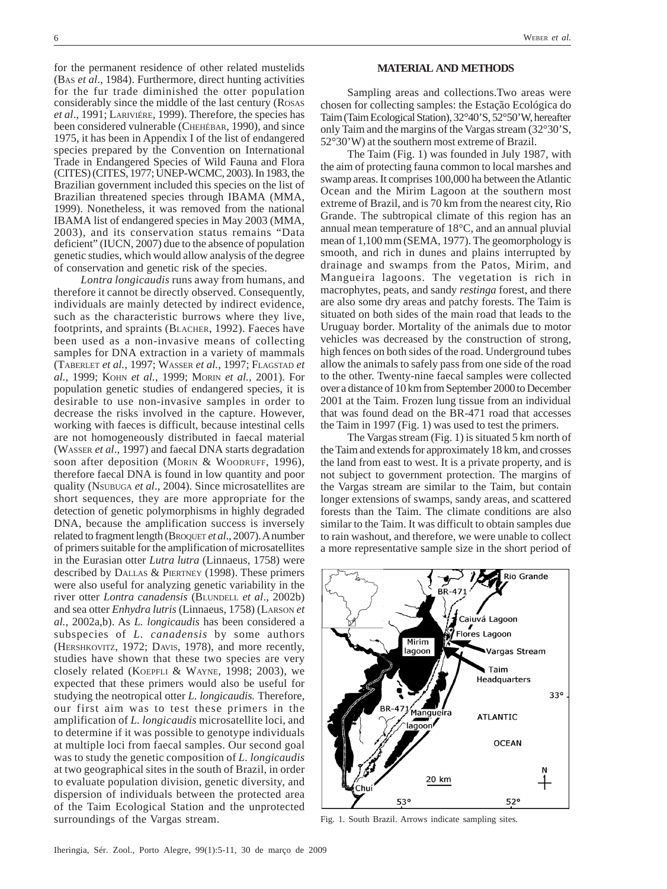for the permanent residence of other related mustelids (BAS *et al*., 1984). Furthermore, direct hunting activities for the fur trade diminished the otter population considerably since the middle of the last century (ROSAS *et al*., 1991; LARIVIÉRE, 1999). Therefore, the species has been considered vulnerable (CHEHÉBAR, 1990), and since 1975, it has been in Appendix I of the list of endangered species prepared by the Convention on International Trade in Endangered Species of Wild Fauna and Flora (CITES) (CITES, 1977; UNEP-WCMC, 2003). In 1983, the Brazilian government included this species on the list of Brazilian threatened species through IBAMA (MMA, 1999). Nonetheless, it was removed from the national IBAMA list of endangered species in May 2003 (MMA, 2003), and its conservation status remains "Data deficient" (IUCN, 2007) due to the absence of population genetic studies, which would allow analysis of the degree of conservation and genetic risk of the species.

*Lontra longicaudis* runs away from humans, and therefore it cannot be directly observed. Consequently, individuals are mainly detected by indirect evidence, such as the characteristic burrows where they live, footprints, and spraints (BLACHER, 1992). Faeces have been used as a non-invasive means of collecting samples for DNA extraction in a variety of mammals (TABERLET *et al.,* 1997; WASSER *et al.,* 1997; FLAGSTAD *et al.,* 1999; KOHN *et al.,* 1999; MORIN *et al.,* 2001). For population genetic studies of endangered species, it is desirable to use non-invasive samples in order to decrease the risks involved in the capture. However, working with faeces is difficult, because intestinal cells are not homogeneously distributed in faecal material (WASSER *et al*., 1997) and faecal DNA starts degradation soon after deposition (MORIN & WOODRUFF, 1996), therefore faecal DNA is found in low quantity and poor quality (NSUBUGA *et al*., 2004). Since microsatellites are short sequences, they are more appropriate for the detection of genetic polymorphisms in highly degraded DNA, because the amplification success is inversely related to fragment length (BROQUET *et al*., 2007). A number of primers suitable for the amplification of microsatellites in the Eurasian otter *Lutra lutra* (Linnaeus, 1758) were described by DALLAS & PIERTNEY (1998). These primers were also useful for analyzing genetic variability in the river otter *Lontra canadensis* (BLUNDELL *et al*., 2002b) and sea otter *Enhydra lutris* (Linnaeus, 1758) (LARSON *et al.,* 2002a,b). As *L. longicaudis* has been considered a subspecies of *L. canadensis* by some authors (HERSHKOVITZ, 1972; DAVIS, 1978), and more recently, studies have shown that these two species are very closely related (KOEPFLI & WAYNE, 1998; 2003), we expected that these primers would also be useful for studying the neotropical otter *L. longicaudis.* Therefore, our first aim was to test these primers in the amplification of *L. longicaudis* microsatellite loci, and to determine if it was possible to genotype individuals at multiple loci from faecal samples. Our second goal was to study the genetic composition of *L. longicaudis* at two geographical sites in the south of Brazil, in order to evaluate population division, genetic diversity, and dispersion of individuals between the protected area of the Taim Ecological Station and the unprotected surroundings of the Vargas stream.

## MATERIAL AND METHODS

Sampling areas and collections.Two areas were chosen for collecting samples: the Estação Ecológica do Taim (Taim Ecological Station), 32°40'S, 52°50'W, hereafter only Taim and the margins of the Vargas stream (32°30'S, 52°30'W) at the southern most extreme of Brazil.

The Taim (Fig. 1) was founded in July 1987, with the aim of protecting fauna common to local marshes and swamp areas. It comprises 100,000 ha between the Atlantic Ocean and the Mirim Lagoon at the southern most extreme of Brazil, and is 70 km from the nearest city, Rio Grande. The subtropical climate of this region has an annual mean temperature of 18°C, and an annual pluvial mean of 1,100 mm (SEMA, 1977). The geomorphology is smooth, and rich in dunes and plains interrupted by drainage and swamps from the Patos, Mirim, and Mangueira lagoons. The vegetation is rich in macrophytes, peats, and sandy *restinga* forest, and there are also some dry areas and patchy forests. The Taim is situated on both sides of the main road that leads to the Uruguay border. Mortality of the animals due to motor vehicles was decreased by the construction of strong, high fences on both sides of the road. Underground tubes allow the animals to safely pass from one side of the road to the other. Twenty-nine faecal samples were collected over a distance of 10 km from September 2000 to December 2001 at the Taim. Frozen lung tissue from an individual that was found dead on the BR-471 road that accesses the Taim in 1997 (Fig. 1) was used to test the primers.

The Vargas stream (Fig. 1) is situated 5 km north of the Taim and extends for approximately 18 km, and crosses the land from east to west. It is a private property, and is not subject to government protection. The margins of the Vargas stream are similar to the Taim, but contain longer extensions of swamps, sandy areas, and scattered forests than the Taim. The climate conditions are also similar to the Taim. It was difficult to obtain samples due to rain washout, and therefore, we were unable to collect a more representative sample size in the short period of

Fig. 1. South Brazil. Arrows indicate sampling sites.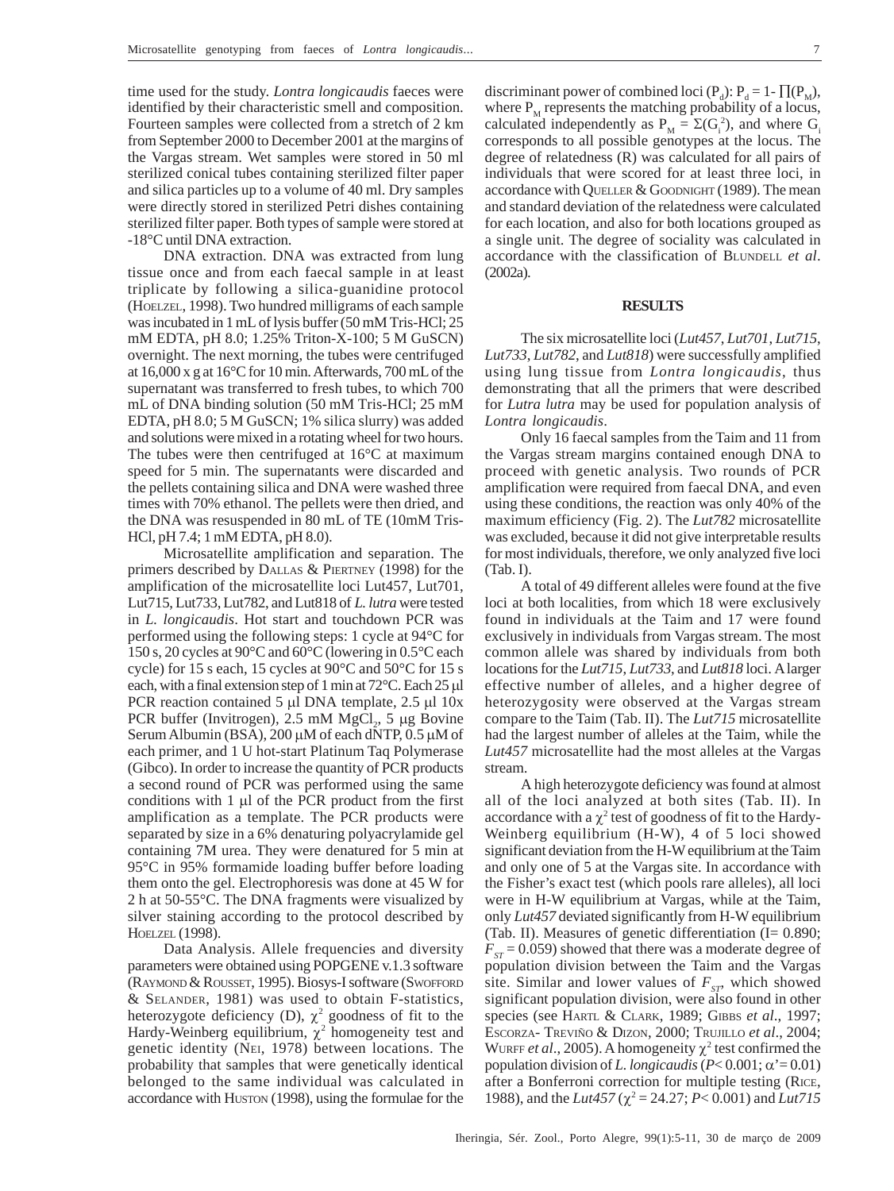time used for the study. *Lontra longicaudis* faeces were identified by their characteristic smell and composition. Fourteen samples were collected from a stretch of 2 km from September 2000 to December 2001 at the margins of the Vargas stream. Wet samples were stored in 50 ml sterilized conical tubes containing sterilized filter paper and silica particles up to a volume of 40 ml. Dry samples were directly stored in sterilized Petri dishes containing sterilized filter paper. Both types of sample were stored at -18°C until DNA extraction.

DNA extraction. DNA was extracted from lung tissue once and from each faecal sample in at least triplicate by following a silica-guanidine protocol (Hoelzel, 1998). Two hundred milligrams of each sample was incubated in 1 mL of lysis buffer (50 mM Tris-HCl; 25 mM EDTA, pH 8.0; 1.25% Triton-X-100; 5 M GuSCN) overnight. The next morning, the tubes were centrifuged at 16,000 x g at 16°C for 10 min. Afterwards, 700 mL of the supernatant was transferred to fresh tubes, to which 700 mL of DNA binding solution (50 mM Tris-HCl; 25 mM EDTA, pH 8.0; 5 M GuSCN; 1% silica slurry) was added and solutions were mixed in a rotating wheel for two hours. The tubes were then centrifuged at 16°C at maximum speed for 5 min. The supernatants were discarded and the pellets containing silica and DNA were washed three times with 70% ethanol. The pellets were then dried, and the DNA was resuspended in 80 mL of TE (10mM Tris-HCl, pH 7.4; 1 mM EDTA, pH 8.0).

Microsatellite amplification and separation. The primers described by Dallas & Piertney (1998) for the amplification of the microsatellite loci Lut457, Lut701, Lut715, Lut733, Lut782, and Lut818 of *L. lutra* were tested in *L. longicaudis*. Hot start and touchdown PCR was performed using the following steps: 1 cycle at 94°C for 150 s, 20 cycles at 90°C and 60°C (lowering in 0.5°C each cycle) for 15 s each, 15 cycles at 90°C and 50°C for 15 s each, with a final extension step of 1 min at 72°C. Each 25 µl PCR reaction contained 5 µl DNA template, 2.5 µl 10x PCR buffer (Invitrogen), 2.5 mM $MgCl_2$, 5 µg Bovine Serum Albumin (BSA), 200 µM of each dNTP, 0.5 µM of each primer, and 1 U hot-start Platinum Taq Polymerase (Gibco). In order to increase the quantity of PCR products a second round of PCR was performed using the same conditions with 1 µl of the PCR product from the first amplification as a template. The PCR products were separated by size in a 6% denaturing polyacrylamide gel containing 7M urea. They were denatured for 5 min at 95°C in 95% formamide loading buffer before loading them onto the gel. Electrophoresis was done at 45 W for 2 h at 50-55°C. The DNA fragments were visualized by silver staining according to the protocol described by Hoelzel (1998).

Data Analysis. Allele frequencies and diversity parameters were obtained using POPGENE v.1.3 software (Raymond & Rousset, 1995). Biosys-I software (Swofford & Selander, 1981) was used to obtain F-statistics, heterozygote deficiency (D), $\chi^2$ goodness of fit to the Hardy-Weinberg equilibrium, $\chi^2$ homogeneity test and genetic identity (Nei, 1978) between locations. The probability that samples that were genetically identical belonged to the same individual was calculated in accordance with Huston (1998), using the formulae for the discriminant power of combined loci ($P_d$): $P_d = 1- \prod(P_M)$, where $P_M$ represents the matching probability of a locus, calculated independently as $P_M = \Sigma(G_i^2)$, and where $G_i$ corresponds to all possible genotypes at the locus. The degree of relatedness (R) was calculated for all pairs of individuals that were scored for at least three loci, in accordance with Queller & Goodnight (1989). The mean and standard deviation of the relatedness were calculated for each location, and also for both locations grouped as a single unit. The degree of sociality was calculated in accordance with the classification of Blundell *et al*. (2002a).

## RESULTS

The six microsatellite loci (*Lut457*, *Lut701*, *Lut715*, *Lut733*, *Lut782*, and *Lut818*) were successfully amplified using lung tissue from *Lontra longicaudis*, thus demonstrating that all the primers that were described for *Lutra lutra* may be used for population analysis of *Lontra longicaudis*.

Only 16 faecal samples from the Taim and 11 from the Vargas stream margins contained enough DNA to proceed with genetic analysis. Two rounds of PCR amplification were required from faecal DNA, and even using these conditions, the reaction was only 40% of the maximum efficiency (Fig. 2). The *Lut782* microsatellite was excluded, because it did not give interpretable results for most individuals, therefore, we only analyzed five loci (Tab. I).

A total of 49 different alleles were found at the five loci at both localities, from which 18 were exclusively found in individuals at the Taim and 17 were found exclusively in individuals from Vargas stream. The most common allele was shared by individuals from both locations for the *Lut715*, *Lut733*, and *Lut818* loci. A larger effective number of alleles, and a higher degree of heterozygosity were observed at the Vargas stream compare to the Taim (Tab. II). The *Lut715* microsatellite had the largest number of alleles at the Taim, while the *Lut457* microsatellite had the most alleles at the Vargas stream.

A high heterozygote deficiency was found at almost all of the loci analyzed at both sites (Tab. II). In accordance with a $\chi^2$ test of goodness of fit to the Hardy-Weinberg equilibrium (H-W), 4 of 5 loci showed significant deviation from the H-W equilibrium at the Taim and only one of 5 at the Vargas site. In accordance with the Fisher's exact test (which pools rare alleles), all loci were in H-W equilibrium at Vargas, while at the Taim, only *Lut457* deviated significantly from H-W equilibrium (Tab. II). Measures of genetic differentiation (I= 0.890; $F_{ST}$ = 0.059) showed that there was a moderate degree of population division between the Taim and the Vargas site. Similar and lower values of $F_{ST}$, which showed significant population division, were also found in other species (see Hartl & Clark, 1989; Gibbs *et al*., 1997; Escorza- Treviño & Dizon, 2000; Trujillo *et al*., 2004; Wurff *et al*., 2005). A homogeneity $\chi^2$ test confirmed the population division of *L. longicaudis* ($P$< 0.001; $\alpha$'= 0.01) after a Bonferroni correction for multiple testing (Rice, 1988), and the *Lut457* ($\chi^2$ = 24.27; $P$< 0.001) and *Lut715*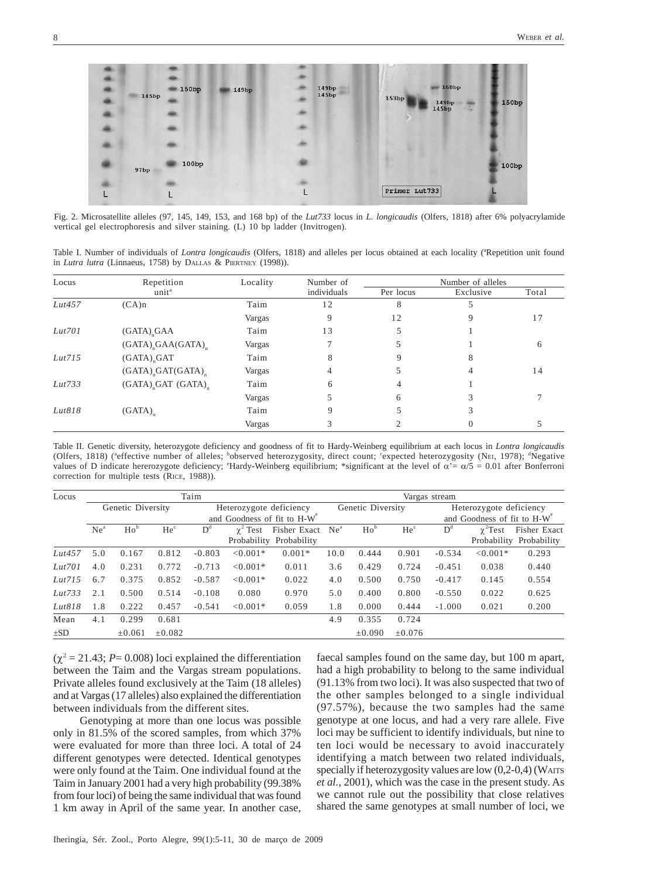Fig. 2. Microsatellite alleles (97, 145, 149, 153, and 168 bp) of the *Lut733* locus in *L. longicaudis* (Olfers, 1818) after 6% polyacrylamide vertical gel electrophoresis and silver staining. (L) 10 bp ladder (Invitrogen).

Table I. Number of individuals of *Lontra longicaudis* (Olfers, 1818) and alleles per locus obtained at each locality ([a]Repetition unit found in *Lutra lutra* (Linnaeus, 1758) by Dallas & Piertney (1998)).

| Locus | Repetition unit[a] | Locality | Number of individuals | Number of alleles | | |
|---|---|---|---|---|---|---|
| | | | | Per locus | Exclusive | Total |
| *Lut457* | (CA)n | Taim | 12 | 8 | 5 | |
| | | Vargas | 9 | 12 | 9 | 17 |
| *Lut701* | $(GATA)_nGAA$ | Taim | 13 | 5 | 1 | |
| | $(GATA)_nGAA(GATA)_n$ | Vargas | 7 | 5 | 1 | 6 |
| *Lut715* | $(GATA)_nGAT$ | Taim | 8 | 9 | 8 | |
| | $(GATA)_nGAT(GATA)_n$ | Vargas | 4 | 5 | 4 | 14 |
| *Lut733* | $(GATA)_nGAT\ (GATA)_n$ | Taim | 6 | 4 | 1 | |
| | | Vargas | 5 | 6 | 3 | 7 |
| *Lut818* | $(GATA)_n$ | Taim | 9 | 5 | 3 | |
| | | Vargas | 3 | 2 | 0 | 5 |

Table II. Genetic diversity, heterozygote deficiency and goodness of fit to Hardy-Weinberg equilibrium at each locus in *Lontra longicaudis* (Olfers, 1818) ([a]effective number of alleles; [b]observed heterozygosity, direct count; [c]expected heterozygosity (Nei, 1978); [d]Negative values of D indicate hererozygote deficiency; [e]Hardy-Weinberg equilibrium; *significant at the level of $\alpha' = \alpha/5 = 0.01$ after Bonferroni correction for multiple tests (Rice, 1988)).

| Locus | Taim | | | | | | Vargas stream | | | | | |
|---|---|---|---|---|---|---|---|---|---|---|---|---|
| | Genetic Diversity | | | Heterozygote deficiency and Goodness of fit to H-W[e] | | | Genetic Diversity | | | Heterozygote deficiency and Goodness of fit to H-W[e] | | |
| | Ne[a] | Ho[b] | He[c] | D[d] | $\chi^2$ Test Probability | Fisher Exact Probability | Ne[a] | Ho[b] | He[c] | D[d] | $\chi^2$Test Probability | Fisher Exact Probability |
| *Lut457* | 5.0 | 0.167 | 0.812 | -0.803 | <0.001* | 0.001* | 10.0 | 0.444 | 0.901 | -0.534 | <0.001* | 0.293 |
| *Lut701* | 4.0 | 0.231 | 0.772 | -0.713 | <0.001* | 0.011 | 3.6 | 0.429 | 0.724 | -0.451 | 0.038 | 0.440 |
| *Lut715* | 6.7 | 0.375 | 0.852 | -0.587 | <0.001* | 0.022 | 4.0 | 0.500 | 0.750 | -0.417 | 0.145 | 0.554 |
| *Lut733* | 2.1 | 0.500 | 0.514 | -0.108 | 0.080 | 0.970 | 5.0 | 0.400 | 0.800 | -0.550 | 0.022 | 0.625 |
| *Lut818* | 1.8 | 0.222 | 0.457 | -0.541 | <0.001* | 0.059 | 1.8 | 0.000 | 0.444 | -1.000 | 0.021 | 0.200 |
| Mean | 4.1 | 0.299 | 0.681 | | | | 4.9 | 0.355 | 0.724 | | | |
| ±SD | | ±0.061 | ±0.082 | | | | | ±0.090 | ±0.076 | | | |

($\chi^2$ = 21.43; *P*= 0.008) loci explained the differentiation between the Taim and the Vargas stream populations. Private alleles found exclusively at the Taim (18 alleles) and at Vargas (17 alleles) also explained the differentiation between individuals from the different sites.

Genotyping at more than one locus was possible only in 81.5% of the scored samples, from which 37% were evaluated for more than three loci. A total of 24 different genotypes were detected. Identical genotypes were only found at the Taim. One individual found at the Taim in January 2001 had a very high probability (99.38% from four loci) of being the same individual that was found 1 km away in April of the same year. In another case, faecal samples found on the same day, but 100 m apart, had a high probability to belong to the same individual (91.13% from two loci). It was also suspected that two of the other samples belonged to a single individual (97.57%), because the two samples had the same genotype at one locus, and had a very rare allele. Five loci may be sufficient to identify individuals, but nine to ten loci would be necessary to avoid inaccurately identifying a match between two related individuals, specially if heterozygosity values are low (0,2-0,4) (Waits *et al.*, 2001), which was the case in the present study. As we cannot rule out the possibility that close relatives shared the same genotypes at small number of loci, we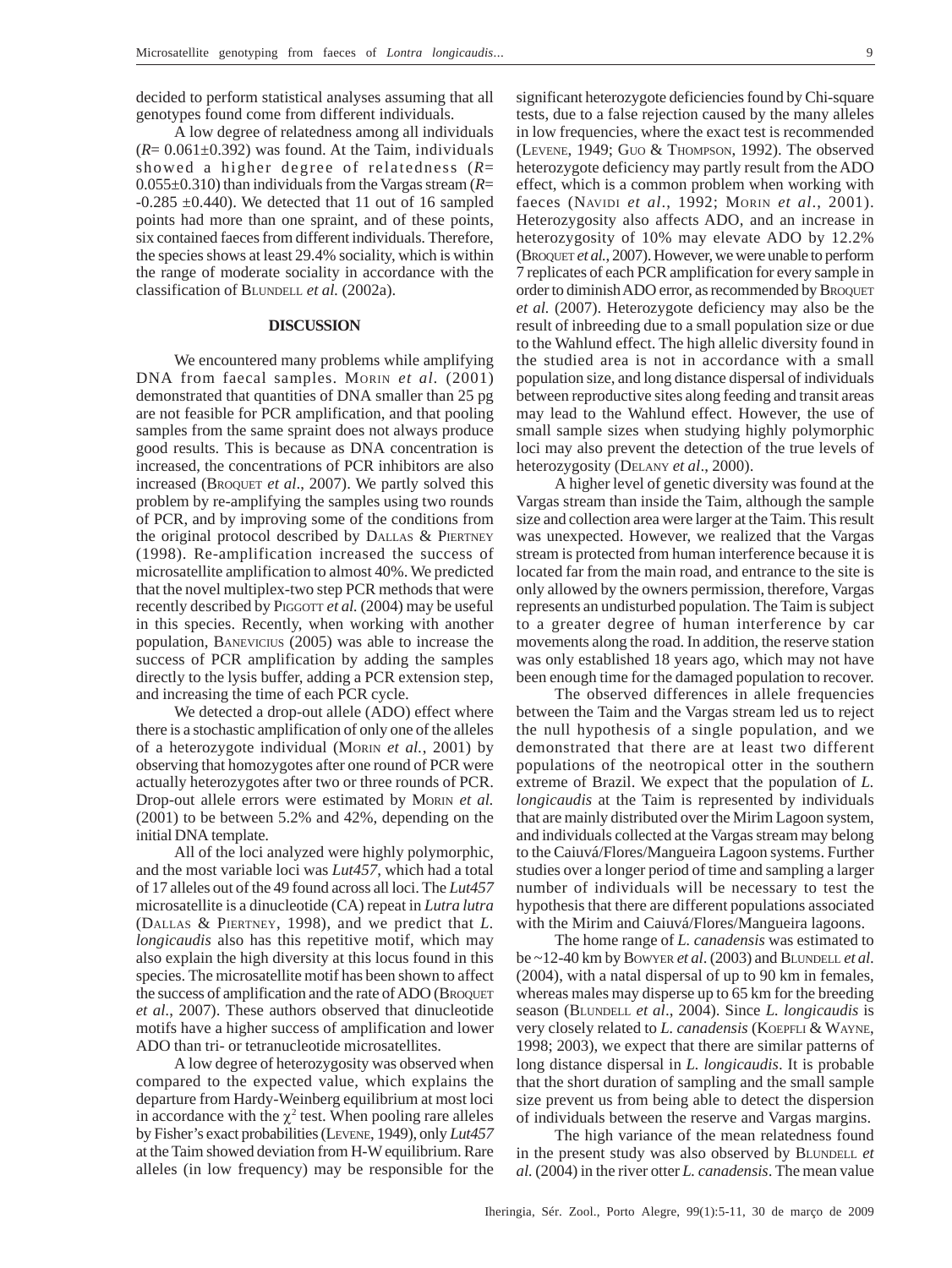decided to perform statistical analyses assuming that all genotypes found come from different individuals.

A low degree of relatedness among all individuals ($R$= 0.061±0.392) was found. At the Taim, individuals showed a higher degree of relatedness ($R$= 0.055±0.310) than individuals from the Vargas stream ($R$= -0.285 ±0.440). We detected that 11 out of 16 sampled points had more than one spraint, and of these points, six contained faeces from different individuals. Therefore, the species shows at least 29.4% sociality, which is within the range of moderate sociality in accordance with the classification of Blundell *et al.* (2002a).

## DISCUSSION

We encountered many problems while amplifying DNA from faecal samples. Morin *et al.* (2001) demonstrated that quantities of DNA smaller than 25 pg are not feasible for PCR amplification, and that pooling samples from the same spraint does not always produce good results. This is because as DNA concentration is increased, the concentrations of PCR inhibitors are also increased (Broquet *et al*., 2007). We partly solved this problem by re-amplifying the samples using two rounds of PCR, and by improving some of the conditions from the original protocol described by Dallas & Piertney (1998). Re-amplification increased the success of microsatellite amplification to almost 40%. We predicted that the novel multiplex-two step PCR methods that were recently described by Piggott *et al.* (2004) may be useful in this species. Recently, when working with another population, Banevicius (2005) was able to increase the success of PCR amplification by adding the samples directly to the lysis buffer, adding a PCR extension step, and increasing the time of each PCR cycle.

We detected a drop-out allele (ADO) effect where there is a stochastic amplification of only one of the alleles of a heterozygote individual (Morin *et al.*, 2001) by observing that homozygotes after one round of PCR were actually heterozygotes after two or three rounds of PCR. Drop-out allele errors were estimated by Morin *et al.* (2001) to be between 5.2% and 42%, depending on the initial DNA template.

All of the loci analyzed were highly polymorphic, and the most variable loci was *Lut457*, which had a total of 17 alleles out of the 49 found across all loci. The *Lut457* microsatellite is a dinucleotide (CA) repeat in *Lutra lutra* (Dallas & Piertney, 1998), and we predict that *L. longicaudis* also has this repetitive motif, which may also explain the high diversity at this locus found in this species. The microsatellite motif has been shown to affect the success of amplification and the rate of ADO (Broquet *et al*., 2007). These authors observed that dinucleotide motifs have a higher success of amplification and lower ADO than tri- or tetranucleotide microsatellites.

A low degree of heterozygosity was observed when compared to the expected value, which explains the departure from Hardy-Weinberg equilibrium at most loci in accordance with the $\chi^2$ test. When pooling rare alleles by Fisher's exact probabilities (Levene, 1949), only *Lut457* at the Taim showed deviation from H-W equilibrium. Rare alleles (in low frequency) may be responsible for the significant heterozygote deficiencies found by Chi-square tests, due to a false rejection caused by the many alleles in low frequencies, where the exact test is recommended (Levene, 1949; Guo & Thompson, 1992). The observed heterozygote deficiency may partly result from the ADO effect, which is a common problem when working with faeces (Navidi *et al*., 1992; Morin *et al*., 2001). Heterozygosity also affects ADO, and an increase in heterozygosity of 10% may elevate ADO by 12.2% (Broquet *et al.*, 2007). However, we were unable to perform 7 replicates of each PCR amplification for every sample in order to diminish ADO error, as recommended by Broquet *et al.* (2007). Heterozygote deficiency may also be the result of inbreeding due to a small population size or due to the Wahlund effect. The high allelic diversity found in the studied area is not in accordance with a small population size, and long distance dispersal of individuals between reproductive sites along feeding and transit areas may lead to the Wahlund effect. However, the use of small sample sizes when studying highly polymorphic loci may also prevent the detection of the true levels of heterozygosity (Delany *et al*., 2000).

A higher level of genetic diversity was found at the Vargas stream than inside the Taim, although the sample size and collection area were larger at the Taim. This result was unexpected. However, we realized that the Vargas stream is protected from human interference because it is located far from the main road, and entrance to the site is only allowed by the owners permission, therefore, Vargas represents an undisturbed population. The Taim is subject to a greater degree of human interference by car movements along the road. In addition, the reserve station was only established 18 years ago, which may not have been enough time for the damaged population to recover.

The observed differences in allele frequencies between the Taim and the Vargas stream led us to reject the null hypothesis of a single population, and we demonstrated that there are at least two different populations of the neotropical otter in the southern extreme of Brazil. We expect that the population of *L. longicaudis* at the Taim is represented by individuals that are mainly distributed over the Mirim Lagoon system, and individuals collected at the Vargas stream may belong to the Caiuvá/Flores/Mangueira Lagoon systems. Further studies over a longer period of time and sampling a larger number of individuals will be necessary to test the hypothesis that there are different populations associated with the Mirim and Caiuvá/Flores/Mangueira lagoons.

The home range of *L. canadensis* was estimated to be ~12-40 km by Bowyer *et al*. (2003) and Blundell *et al.* (2004), with a natal dispersal of up to 90 km in females, whereas males may disperse up to 65 km for the breeding season (Blundell *et al*., 2004). Since *L. longicaudis* is very closely related to *L. canadensis* (Koepfli & Wayne, 1998; 2003), we expect that there are similar patterns of long distance dispersal in *L. longicaudis*. It is probable that the short duration of sampling and the small sample size prevent us from being able to detect the dispersion of individuals between the reserve and Vargas margins.

The high variance of the mean relatedness found in the present study was also observed by Blundell *et al.* (2004) in the river otter *L. canadensis*. The mean value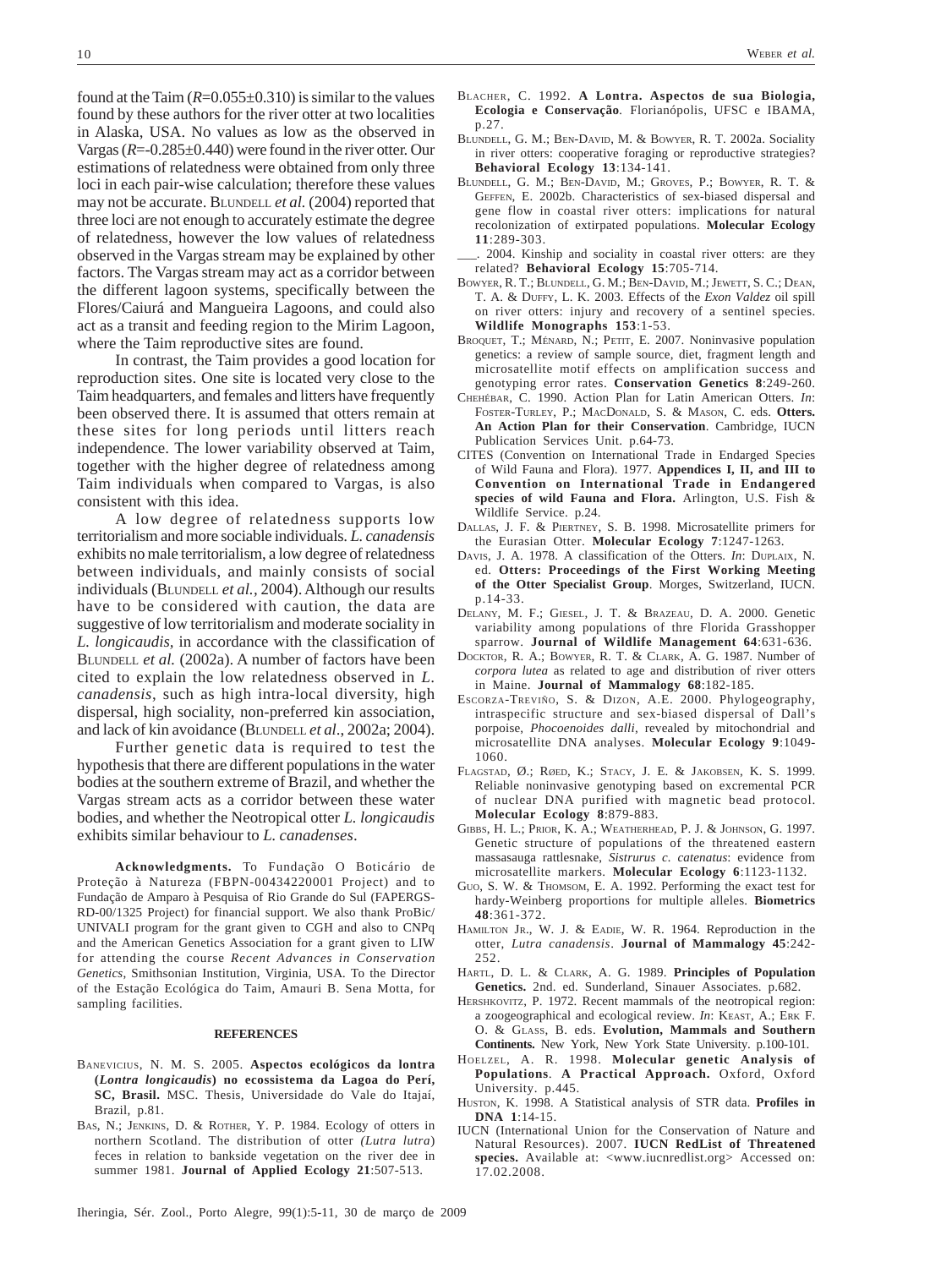found at the Taim ($R$=0.055±0.310) is similar to the values found by these authors for the river otter at two localities in Alaska, USA. No values as low as the observed in Vargas ($R$=-0.285±0.440) were found in the river otter. Our estimations of relatedness were obtained from only three loci in each pair-wise calculation; therefore these values may not be accurate. BLUNDELL *et al.* (2004) reported that three loci are not enough to accurately estimate the degree of relatedness, however the low values of relatedness observed in the Vargas stream may be explained by other factors. The Vargas stream may act as a corridor between the different lagoon systems, specifically between the Flores/Caiurá and Mangueira Lagoons, and could also act as a transit and feeding region to the Mirim Lagoon, where the Taim reproductive sites are found.

In contrast, the Taim provides a good location for reproduction sites. One site is located very close to the Taim headquarters, and females and litters have frequently been observed there. It is assumed that otters remain at these sites for long periods until litters reach independence. The lower variability observed at Taim, together with the higher degree of relatedness among Taim individuals when compared to Vargas, is also consistent with this idea.

A low degree of relatedness supports low territorialism and more sociable individuals. *L. canadensis* exhibits no male territorialism, a low degree of relatedness between individuals, and mainly consists of social individuals (BLUNDELL *et al.*, 2004). Although our results have to be considered with caution, the data are suggestive of low territorialism and moderate sociality in *L. longicaudis*, in accordance with the classification of BLUNDELL *et al.* (2002a). A number of factors have been cited to explain the low relatedness observed in *L. canadensis*, such as high intra-local diversity, high dispersal, high sociality, non-preferred kin association, and lack of kin avoidance (BLUNDELL *et al.*, 2002a; 2004).

Further genetic data is required to test the hypothesis that there are different populations in the water bodies at the southern extreme of Brazil, and whether the Vargas stream acts as a corridor between these water bodies, and whether the Neotropical otter *L. longicaudis* exhibits similar behaviour to *L. canadenses*.

**Acknowledgments.** To Fundação O Boticário de Proteção à Natureza (FBPN-00434220001 Project) and to Fundação de Amparo à Pesquisa of Rio Grande do Sul (FAPERGS-RD-00/1325 Project) for financial support. We also thank ProBic/UNIVALI program for the grant given to CGH and also to CNPq and the American Genetics Association for a grant given to LIW for attending the course *Recent Advances in Conservation Genetics*, Smithsonian Institution, Virginia, USA. To the Director of the Estação Ecológica do Taim, Amauri B. Sena Motta, for sampling facilities.

## REFERENCES

BANEVICIUS, N. M. S. 2005. **Aspectos ecológicos da lontra (*Lontra longicaudis*) no ecossistema da Lagoa do Perí, SC, Brasil.** MSC. Thesis, Universidade do Vale do Itajaí, Brazil, p.81.

BAS, N.; JENKINS, D. & ROTHER, Y. P. 1984. Ecology of otters in northern Scotland. The distribution of otter *(Lutra lutra)* feces in relation to bankside vegetation on the river dee in summer 1981. **Journal of Applied Ecology 21**:507-513.

BLACHER, C. 1992. **A Lontra. Aspectos de sua Biologia, Ecologia e Conservação**. Florianópolis, UFSC e IBAMA, p.27.

BLUNDELL, G. M.; BEN-DAVID, M. & BOWYER, R. T. 2002a. Sociality in river otters: cooperative foraging or reproductive strategies? **Behavioral Ecology 13**:134-141.

BLUNDELL, G. M.; BEN-DAVID, M.; GROVES, P.; BOWYER, R. T. & GEFFEN, E. 2002b. Characteristics of sex-biased dispersal and gene flow in coastal river otters: implications for natural recolonization of extirpated populations. **Molecular Ecology 11**:289-303.

___. 2004. Kinship and sociality in coastal river otters: are they related? **Behavioral Ecology 15**:705-714.

BOWYER, R. T.; BLUNDELL, G. M.; BEN-DAVID, M.; JEWETT, S. C.; DEAN, T. A. & DUFFY, L. K. 2003. Effects of the *Exon Valdez* oil spill on river otters: injury and recovery of a sentinel species. **Wildlife Monographs 153**:1-53.

BROQUET, T.; MÉNARD, N.; PETIT, E. 2007. Noninvasive population genetics: a review of sample source, diet, fragment length and microsatellite motif effects on amplification success and genotyping error rates. **Conservation Genetics 8**:249-260.

CHEHÉBAR, C. 1990. Action Plan for Latin American Otters. *In*: FOSTER-TURLEY, P.; MACDONALD, S. & MASON, C. eds. **Otters. An Action Plan for their Conservation**. Cambridge, IUCN Publication Services Unit. p.64-73.

CITES (Convention on International Trade in Endarged Species of Wild Fauna and Flora). 1977. **Appendices I, II, and III to Convention on International Trade in Endangered species of wild Fauna and Flora.** Arlington, U.S. Fish & Wildlife Service. p.24.

DALLAS, J. F. & PIERTNEY, S. B. 1998. Microsatellite primers for the Eurasian Otter. **Molecular Ecology 7**:1247-1263.

DAVIS, J. A. 1978. A classification of the Otters. *In*: DUPLAIX, N. ed. **Otters: Proceedings of the First Working Meeting of the Otter Specialist Group**. Morges, Switzerland, IUCN. p.14-33.

DELANY, M. F.; GIESEL, J. T. & BRAZEAU, D. A. 2000. Genetic variability among populations of thre Florida Grasshopper sparrow. **Journal of Wildlife Management 64**:631-636.

DOCKTOR, R. A.; BOWYER, R. T. & CLARK, A. G. 1987. Number of *corpora lutea* as related to age and distribution of river otters in Maine. **Journal of Mammalogy 68**:182-185.

ESCORZA-TREVIÑO, S. & DIZON, A.E. 2000. Phylogeography, intraspecific structure and sex-biased dispersal of Dall's porpoise, *Phocoenoides dalli*, revealed by mitochondrial and microsatellite DNA analyses. **Molecular Ecology 9**:1049-1060.

FLAGSTAD, Ø.; RØED, K.; STACY, J. E. & JAKOBSEN, K. S. 1999. Reliable noninvasive genotyping based on excremental PCR of nuclear DNA purified with magnetic bead protocol. **Molecular Ecology 8**:879-883.

GIBBS, H. L.; PRIOR, K. A.; WEATHERHEAD, P. J. & JOHNSON, G. 1997. Genetic structure of populations of the threatened eastern massasauga rattlesnake, *Sistrurus c. catenatus*: evidence from microsatellite markers. **Molecular Ecology 6**:1123-1132.

GUO, S. W. & THOMSOM, E. A. 1992. Performing the exact test for hardy-Weinberg proportions for multiple alleles. **Biometrics 48**:361-372.

HAMILTON JR., W. J. & EADIE, W. R. 1964. Reproduction in the otter, *Lutra canadensis*. **Journal of Mammalogy 45**:242-252.

HARTL, D. L. & CLARK, A. G. 1989. **Principles of Population Genetics.** 2nd. ed. Sunderland, Sinauer Associates. p.682.

HERSHKOVITZ, P. 1972. Recent mammals of the neotropical region: a zoogeographical and ecological review. *In*: KEAST, A.; ERK F. O. & GLASS, B. eds. **Evolution, Mammals and Southern Continents.** New York, New York State University. p.100-101.

HOELZEL, A. R. 1998. **Molecular genetic Analysis of Populations. A Practical Approach.** Oxford, Oxford University. p.445.

HUSTON, K. 1998. A Statistical analysis of STR data. **Profiles in DNA 1**:14-15.

IUCN (International Union for the Conservation of Nature and Natural Resources). 2007. **IUCN RedList of Threatened species.** Available at: <www.iucnredlist.org> Accessed on: 17.02.2008.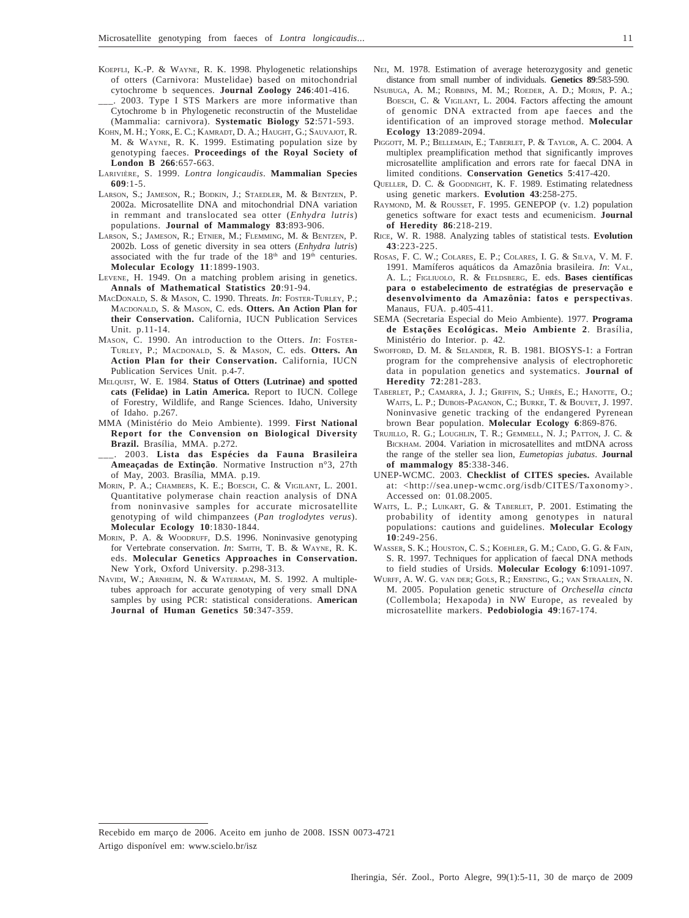KOEPFLI, K.-P. & WAYNE, R. K. 1998. Phylogenetic relationships of otters (Carnivora: Mustelidae) based on mitochondrial cytochrome b sequences. **Journal Zoology 246**:401-416.

___. 2003. Type I STS Markers are more informative than Cytochrome b in Phylogenetic reconstructin of the Mustelidae (Mammalia: carnivora). **Systematic Biology 52**:571-593.

KOHN, M. H.; YORK, E. C.; KAMRADT, D. A.; HAUGHT, G.; SAUVAJOT, R. M. & WAYNE, R. K. 1999. Estimating population size by genotyping faeces. **Proceedings of the Royal Society of London B 266**:657-663.

LARIVIÈRE, S. 1999. *Lontra longicaudis*. **Mammalian Species 609**:1-5.

LARSON, S.; JAMESON, R.; BODKIN, J.; STAEDLER, M. & BENTZEN, P. 2002a. Microsatellite DNA and mitochondrial DNA variation in remmant and translocated sea otter (*Enhydra lutris*) populations. **Journal of Mammalogy 83**:893-906.

LARSON, S.; JAMESON, R.; ETNIER, M.; FLEMMING, M. & BENTZEN, P. 2002b. Loss of genetic diversity in sea otters (*Enhydra lutris*) associated with the fur trade of the 18th and 19th centuries. **Molecular Ecology 11**:1899-1903.

LEVENE, H. 1949. On a matching problem arising in genetics. **Annals of Mathematical Statistics 20**:91-94.

MACDONALD, S. & MASON, C. 1990. Threats. *In*: FOSTER-TURLEY, P.; MACDONALD, S. & MASON, C. eds. **Otters. An Action Plan for their Conservation.** California, IUCN Publication Services Unit. p.11-14.

MASON, C. 1990. An introduction to the Otters. *In*: FOSTER-TURLEY, P.; MACDONALD, S. & MASON, C. eds. **Otters. An Action Plan for their Conservation.** California, IUCN Publication Services Unit. p.4-7.

MELQUIST, W. E. 1984. **Status of Otters (Lutrinae) and spotted cats (Felidae) in Latin America.** Report to IUCN. College of Forestry, Wildlife, and Range Sciences. Idaho, University of Idaho. p.267.

MMA (Ministério do Meio Ambiente). 1999. **First National Report for the Convension on Biological Diversity Brazil.** Brasília, MMA. p.272.

___. 2003. **Lista das Espécies da Fauna Brasileira Ameaçadas de Extinção**. Normative Instruction n°3, 27th of May, 2003. Brasília, MMA. p.19.

MORIN, P. A.; CHAMBERS, K. E.; BOESCH, C. & VIGILANT, L. 2001. Quantitative polymerase chain reaction analysis of DNA from noninvasive samples for accurate microsatellite genotyping of wild chimpanzees (*Pan troglodytes verus*). **Molecular Ecology 10**:1830-1844.

MORIN, P. A. & WOODRUFF, D.S. 1996. Noninvasive genotyping for Vertebrate conservation. *In*: SMITH, T. B. & WAYNE, R. K. eds. **Molecular Genetics Approaches in Conservation.** New York, Oxford University. p.298-313.

NAVIDI, W.; ARNHEIM, N. & WATERMAN, M. S. 1992. A multiple-tubes approach for accurate genotyping of very small DNA samples by using PCR: statistical considerations. **American Journal of Human Genetics 50**:347-359.

NEI, M. 1978. Estimation of average heterozygosity and genetic distance from small number of individuals. **Genetics 89**:583-590.

NSUBUGA, A. M.; ROBBINS, M. M.; ROEDER, A. D.; MORIN, P. A.; BOESCH, C. & VIGILANT, L. 2004. Factors affecting the amount of genomic DNA extracted from ape faeces and the identification of an improved storage method. **Molecular Ecology 13**:2089-2094.

PIGGOTT, M. P.; BELLEMAIN, E.; TABERLET, P. & TAYLOR, A. C. 2004. A multiplex preamplification method that significantly improves microsatellite amplification and errors rate for faecal DNA in limited conditions. **Conservation Genetics 5**:417-420.

QUELLER, D. C. & GOODNIGHT, K. F. 1989. Estimating relatedness using genetic markers. **Evolution 43**:258-275.

RAYMOND, M. & ROUSSET, F. 1995. GENEPOP (v. 1.2) population genetics software for exact tests and ecumenicism. **Journal of Heredity 86**:218-219.

RICE, W. R. 1988. Analyzing tables of statistical tests. **Evolution 43**:223-225.

ROSAS, F. C. W.; COLARES, E. P.; COLARES, I. G. & SILVA, V. M. F. 1991. Mamíferos aquáticos da Amazônia brasileira. *In*: VAL, A. L.; FIGLIUOLO, R. & FELDSBERG, E. eds. **Bases científicas para o estabelecimento de estratégias de preservação e desenvolvimento da Amazônia: fatos e perspectivas**. Manaus, FUA. p.405-411.

SEMA (Secretaria Especial do Meio Ambiente). 1977. **Programa de Estações Ecológicas. Meio Ambiente 2**. Brasília, Ministério do Interior. p. 42.

SWOFFORD, D. M. & SELANDER, R. B. 1981. BIOSYS-1: a Fortran program for the comprehensive analysis of electrophoretic data in population genetics and systematics. **Journal of Heredity 72**:281-283.

TABERLET, P.; CAMARRA, J. J.; GRIFFIN, S.; UHRÈS, E.; HANOTTE, O.; WAITS, L. P.; DUBOIS-PAGANON, C.; BURKE, T. & BOUVET, J. 1997. Noninvasive genetic tracking of the endangered Pyrenean brown Bear population. **Molecular Ecology 6**:869-876.

TRUJILLO, R. G.; LOUGHLIN, T. R.; GEMMELL, N. J.; PATTON, J. C. & BICKHAM. 2004. Variation in microsatellites and mtDNA across the range of the steller sea lion, *Eumetopias jubatus*. **Journal of mammalogy 85**:338-346.

UNEP-WCMC. 2003. **Checklist of CITES species.** Available at: <http://sea.unep-wcmc.org/isdb/CITES/Taxonomy>. Accessed on: 01.08.2005.

WAITS, L. P.; LUIKART, G. & TABERLET, P. 2001. Estimating the probability of identity among genotypes in natural populations: cautions and guidelines. **Molecular Ecology 10**:249-256.

WASSER, S. K.; HOUSTON, C. S.; KOEHLER, G. M.; CADD, G. G. & FAIN, S. R. 1997. Techniques for application of faecal DNA methods to field studies of Ursids. **Molecular Ecology 6**:1091-1097.

WURFF, A. W. G. VAN DER; GOLS, R.; ERNSTING, G.; VAN STRAALEN, N. M. 2005. Population genetic structure of *Orchesella cincta* (Collembola; Hexapoda) in NW Europe, as revealed by microsatellite markers. **Pedobiologia 49**:167-174.

Recebido em março de 2006. Aceito em junho de 2008. ISSN 0073-4721

Artigo disponível em: www.scielo.br/isz